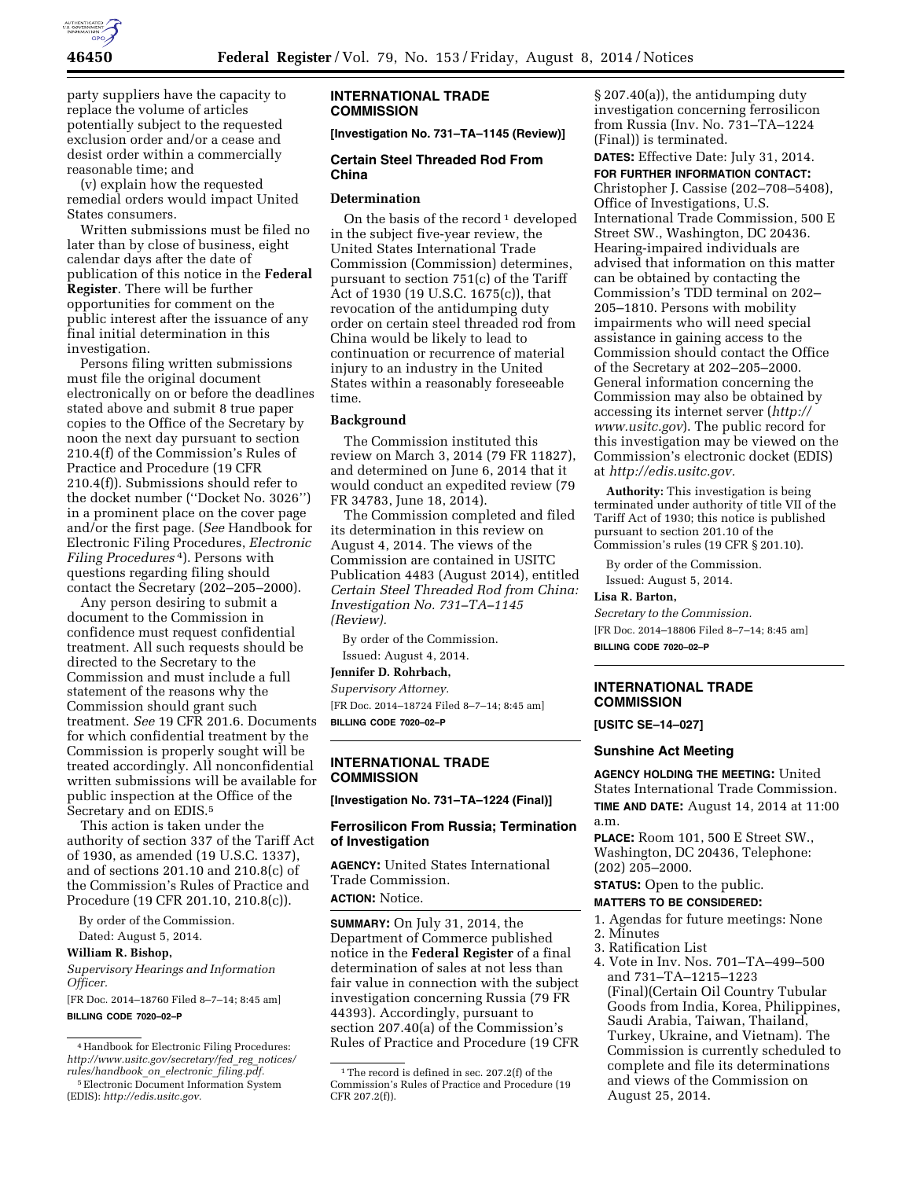party suppliers have the capacity to replace the volume of articles potentially subject to the requested exclusion order and/or a cease and desist order within a commercially reasonable time; and

(v) explain how the requested remedial orders would impact United States consumers.

Written submissions must be filed no later than by close of business, eight calendar days after the date of publication of this notice in the **Federal Register**. There will be further opportunities for comment on the public interest after the issuance of any final initial determination in this investigation.

Persons filing written submissions must file the original document electronically on or before the deadlines stated above and submit 8 true paper copies to the Office of the Secretary by noon the next day pursuant to section 210.4(f) of the Commission's Rules of Practice and Procedure (19 CFR 210.4(f)). Submissions should refer to the docket number (''Docket No. 3026'') in a prominent place on the cover page and/or the first page. (*See* Handbook for Electronic Filing Procedures, *Electronic Filing Procedures* [4]). Persons with questions regarding filing should contact the Secretary (202–205–2000).

Any person desiring to submit a document to the Commission in confidence must request confidential treatment. All such requests should be directed to the Secretary to the Commission and must include a full statement of the reasons why the Commission should grant such treatment. *See* 19 CFR 201.6. Documents for which confidential treatment by the Commission is properly sought will be treated accordingly. All nonconfidential written submissions will be available for public inspection at the Office of the Secretary and on EDIS.[5]

This action is taken under the authority of section 337 of the Tariff Act of 1930, as amended (19 U.S.C. 1337), and of sections 201.10 and 210.8(c) of the Commission's Rules of Practice and Procedure (19 CFR 201.10, 210.8(c)).

By order of the Commission.

Dated: August 5, 2014.

**William R. Bishop,**

*Supervisory Hearings and Information Officer.*

[FR Doc. 2014–18760 Filed 8–7–14; 8:45 am]

**BILLING CODE 7020–02–P**

[4] Handbook for Electronic Filing Procedures: *http://www.usitc.gov/secretary/fed_reg_notices/rules/handbook_on_electronic_filing.pdf.*

[5] Electronic Document Information System (EDIS): *http://edis.usitc.gov.*

## INTERNATIONAL TRADE COMMISSION

**[Investigation No. 731–TA–1145 (Review)]**

### Certain Steel Threaded Rod From China

#### Determination

On the basis of the record [1] developed in the subject five-year review, the United States International Trade Commission (Commission) determines, pursuant to section 751(c) of the Tariff Act of 1930 (19 U.S.C. 1675(c)), that revocation of the antidumping duty order on certain steel threaded rod from China would be likely to lead to continuation or recurrence of material injury to an industry in the United States within a reasonably foreseeable time.

#### Background

The Commission instituted this review on March 3, 2014 (79 FR 11827), and determined on June 6, 2014 that it would conduct an expedited review (79 FR 34783, June 18, 2014).

The Commission completed and filed its determination in this review on August 4, 2014. The views of the Commission are contained in USITC Publication 4483 (August 2014), entitled *Certain Steel Threaded Rod from China: Investigation No. 731–TA–1145 (Review).*

By order of the Commission.

Issued: August 4, 2014.

**Jennifer D. Rohrbach,**

*Supervisory Attorney.*

[FR Doc. 2014–18724 Filed 8–7–14; 8:45 am]

**BILLING CODE 7020–02–P**

[1] The record is defined in sec. 207.2(f) of the Commission's Rules of Practice and Procedure (19 CFR 207.2(f)).

## INTERNATIONAL TRADE COMMISSION

**[Investigation No. 731–TA–1224 (Final)]**

### Ferrosilicon From Russia; Termination of Investigation

**AGENCY:** United States International Trade Commission.

**ACTION:** Notice.

**SUMMARY:** On July 31, 2014, the Department of Commerce published notice in the **Federal Register** of a final determination of sales at not less than fair value in connection with the subject investigation concerning Russia (79 FR 44393). Accordingly, pursuant to section 207.40(a) of the Commission's Rules of Practice and Procedure (19 CFR § 207.40(a)), the antidumping duty investigation concerning ferrosilicon from Russia (Inv. No. 731–TA–1224 (Final)) is terminated.

**DATES:** Effective Date: July 31, 2014.

**FOR FURTHER INFORMATION CONTACT:** Christopher J. Cassise (202–708–5408), Office of Investigations, U.S. International Trade Commission, 500 E Street SW., Washington, DC 20436. Hearing-impaired individuals are advised that information on this matter can be obtained by contacting the Commission's TDD terminal on 202–205–1810. Persons with mobility impairments who will need special assistance in gaining access to the Commission should contact the Office of the Secretary at 202–205–2000. General information concerning the Commission may also be obtained by accessing its internet server (*http://www.usitc.gov*). The public record for this investigation may be viewed on the Commission's electronic docket (EDIS) at *http://edis.usitc.gov.*

**Authority:** This investigation is being terminated under authority of title VII of the Tariff Act of 1930; this notice is published pursuant to section 201.10 of the Commission's rules (19 CFR § 201.10).

By order of the Commission.

Issued: August 5, 2014.

**Lisa R. Barton,**

*Secretary to the Commission.*

[FR Doc. 2014–18806 Filed 8–7–14; 8:45 am]

**BILLING CODE 7020–02–P**

## INTERNATIONAL TRADE COMMISSION

**[USITC SE–14–027]**

### Sunshine Act Meeting

**AGENCY HOLDING THE MEETING:** United States International Trade Commission.

**TIME AND DATE:** August 14, 2014 at 11:00 a.m.

**PLACE:** Room 101, 500 E Street SW., Washington, DC 20436, Telephone: (202) 205–2000.

**STATUS:** Open to the public.

**MATTERS TO BE CONSIDERED:**

1. Agendas for future meetings: None
2. Minutes
3. Ratification List
4. Vote in Inv. Nos. 701–TA–499–500 and 731–TA–1215–1223 (Final)(Certain Oil Country Tubular Goods from India, Korea, Philippines, Saudi Arabia, Taiwan, Thailand, Turkey, Ukraine, and Vietnam). The Commission is currently scheduled to complete and file its determinations and views of the Commission on August 25, 2014.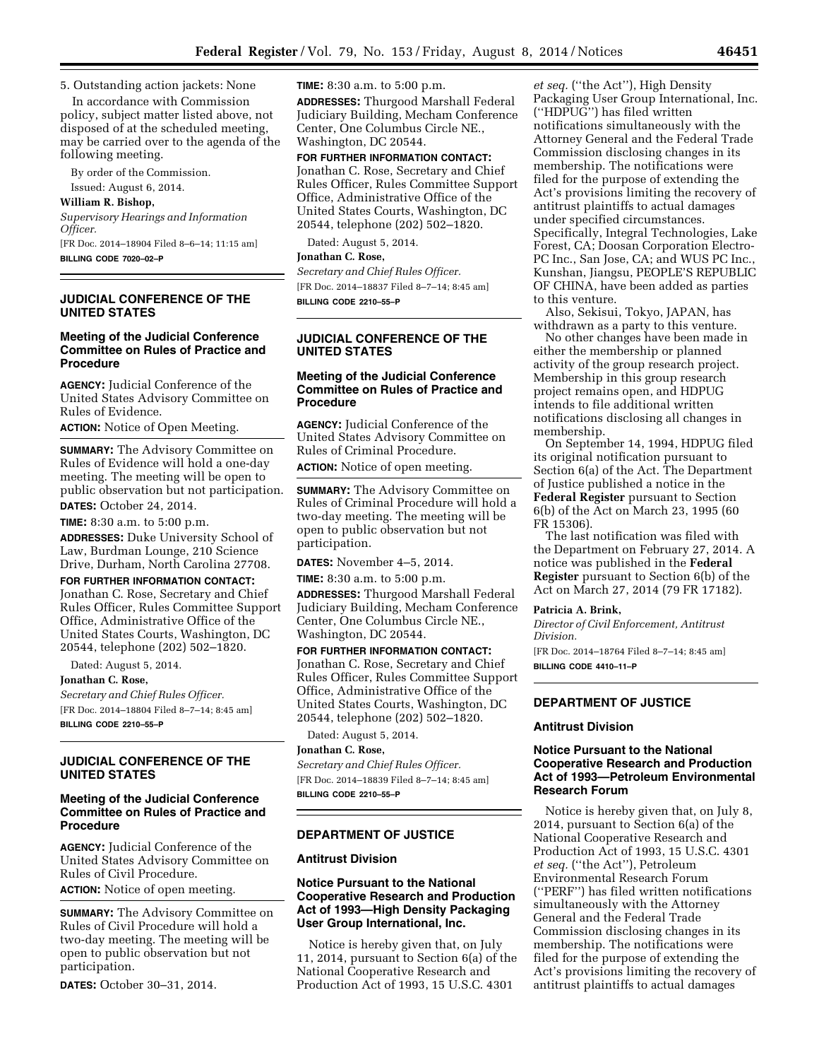5. Outstanding action jackets: None

In accordance with Commission policy, subject matter listed above, not disposed of at the scheduled meeting, may be carried over to the agenda of the following meeting.

By order of the Commission.

Issued: August 6, 2014.

**William R. Bishop,**

*Supervisory Hearings and Information Officer.*

[FR Doc. 2014–18904 Filed 8–6–14; 11:15 am]

**BILLING CODE 7020–02–P**

## JUDICIAL CONFERENCE OF THE UNITED STATES

### Meeting of the Judicial Conference Committee on Rules of Practice and Procedure

**AGENCY:** Judicial Conference of the United States Advisory Committee on Rules of Evidence.

**ACTION:** Notice of Open Meeting.

**SUMMARY:** The Advisory Committee on Rules of Evidence will hold a one-day meeting. The meeting will be open to public observation but not participation.

**DATES:** October 24, 2014.

**TIME:** 8:30 a.m. to 5:00 p.m.

**ADDRESSES:** Duke University School of Law, Burdman Lounge, 210 Science Drive, Durham, North Carolina 27708.

**FOR FURTHER INFORMATION CONTACT:** Jonathan C. Rose, Secretary and Chief Rules Officer, Rules Committee Support Office, Administrative Office of the United States Courts, Washington, DC 20544, telephone (202) 502–1820.

Dated: August 5, 2014.

**Jonathan C. Rose,**

*Secretary and Chief Rules Officer.*

[FR Doc. 2014–18804 Filed 8–7–14; 8:45 am]

**BILLING CODE 2210–55–P**

## JUDICIAL CONFERENCE OF THE UNITED STATES

### Meeting of the Judicial Conference Committee on Rules of Practice and Procedure

**AGENCY:** Judicial Conference of the United States Advisory Committee on Rules of Civil Procedure.

**ACTION:** Notice of open meeting.

**SUMMARY:** The Advisory Committee on Rules of Civil Procedure will hold a two-day meeting. The meeting will be open to public observation but not participation.

**DATES:** October 30–31, 2014.

**TIME:** 8:30 a.m. to 5:00 p.m.

**ADDRESSES:** Thurgood Marshall Federal Judiciary Building, Mecham Conference Center, One Columbus Circle NE., Washington, DC 20544.

**FOR FURTHER INFORMATION CONTACT:** Jonathan C. Rose, Secretary and Chief Rules Officer, Rules Committee Support Office, Administrative Office of the United States Courts, Washington, DC 20544, telephone (202) 502–1820.

Dated: August 5, 2014.

**Jonathan C. Rose,**

*Secretary and Chief Rules Officer.*

[FR Doc. 2014–18837 Filed 8–7–14; 8:45 am]

**BILLING CODE 2210–55–P**

## JUDICIAL CONFERENCE OF THE UNITED STATES

### Meeting of the Judicial Conference Committee on Rules of Practice and Procedure

**AGENCY:** Judicial Conference of the United States Advisory Committee on Rules of Criminal Procedure.

**ACTION:** Notice of open meeting.

**SUMMARY:** The Advisory Committee on Rules of Criminal Procedure will hold a two-day meeting. The meeting will be open to public observation but not participation.

**DATES:** November 4–5, 2014.

**TIME:** 8:30 a.m. to 5:00 p.m.

**ADDRESSES:** Thurgood Marshall Federal Judiciary Building, Mecham Conference Center, One Columbus Circle NE., Washington, DC 20544.

**FOR FURTHER INFORMATION CONTACT:** Jonathan C. Rose, Secretary and Chief Rules Officer, Rules Committee Support Office, Administrative Office of the United States Courts, Washington, DC 20544, telephone (202) 502–1820.

Dated: August 5, 2014.

**Jonathan C. Rose,**

*Secretary and Chief Rules Officer.*

[FR Doc. 2014–18839 Filed 8–7–14; 8:45 am]

**BILLING CODE 2210–55–P**

## DEPARTMENT OF JUSTICE

### Antitrust Division

### Notice Pursuant to the National Cooperative Research and Production Act of 1993—High Density Packaging User Group International, Inc.

Notice is hereby given that, on July 11, 2014, pursuant to Section 6(a) of the National Cooperative Research and Production Act of 1993, 15 U.S.C. 4301 *et seq.* (''the Act''), High Density Packaging User Group International, Inc. (''HDPUG'') has filed written notifications simultaneously with the Attorney General and the Federal Trade Commission disclosing changes in its membership. The notifications were filed for the purpose of extending the Act's provisions limiting the recovery of antitrust plaintiffs to actual damages under specified circumstances. Specifically, Integral Technologies, Lake Forest, CA; Doosan Corporation Electro-PC Inc., San Jose, CA; and WUS PC Inc., Kunshan, Jiangsu, PEOPLE'S REPUBLIC OF CHINA, have been added as parties to this venture.

Also, Sekisui, Tokyo, JAPAN, has withdrawn as a party to this venture.

No other changes have been made in either the membership or planned activity of the group research project. Membership in this group research project remains open, and HDPUG intends to file additional written notifications disclosing all changes in membership.

On September 14, 1994, HDPUG filed its original notification pursuant to Section 6(a) of the Act. The Department of Justice published a notice in the **Federal Register** pursuant to Section 6(b) of the Act on March 23, 1995 (60 FR 15306).

The last notification was filed with the Department on February 27, 2014. A notice was published in the **Federal Register** pursuant to Section 6(b) of the Act on March 27, 2014 (79 FR 17182).

**Patricia A. Brink,**

*Director of Civil Enforcement, Antitrust Division.*

[FR Doc. 2014–18764 Filed 8–7–14; 8:45 am]

**BILLING CODE 4410–11–P**

## DEPARTMENT OF JUSTICE

### Antitrust Division

### Notice Pursuant to the National Cooperative Research and Production Act of 1993—Petroleum Environmental Research Forum

Notice is hereby given that, on July 8, 2014, pursuant to Section 6(a) of the National Cooperative Research and Production Act of 1993, 15 U.S.C. 4301 *et seq.* (''the Act''), Petroleum Environmental Research Forum (''PERF'') has filed written notifications simultaneously with the Attorney General and the Federal Trade Commission disclosing changes in its membership. The notifications were filed for the purpose of extending the Act's provisions limiting the recovery of antitrust plaintiffs to actual damages